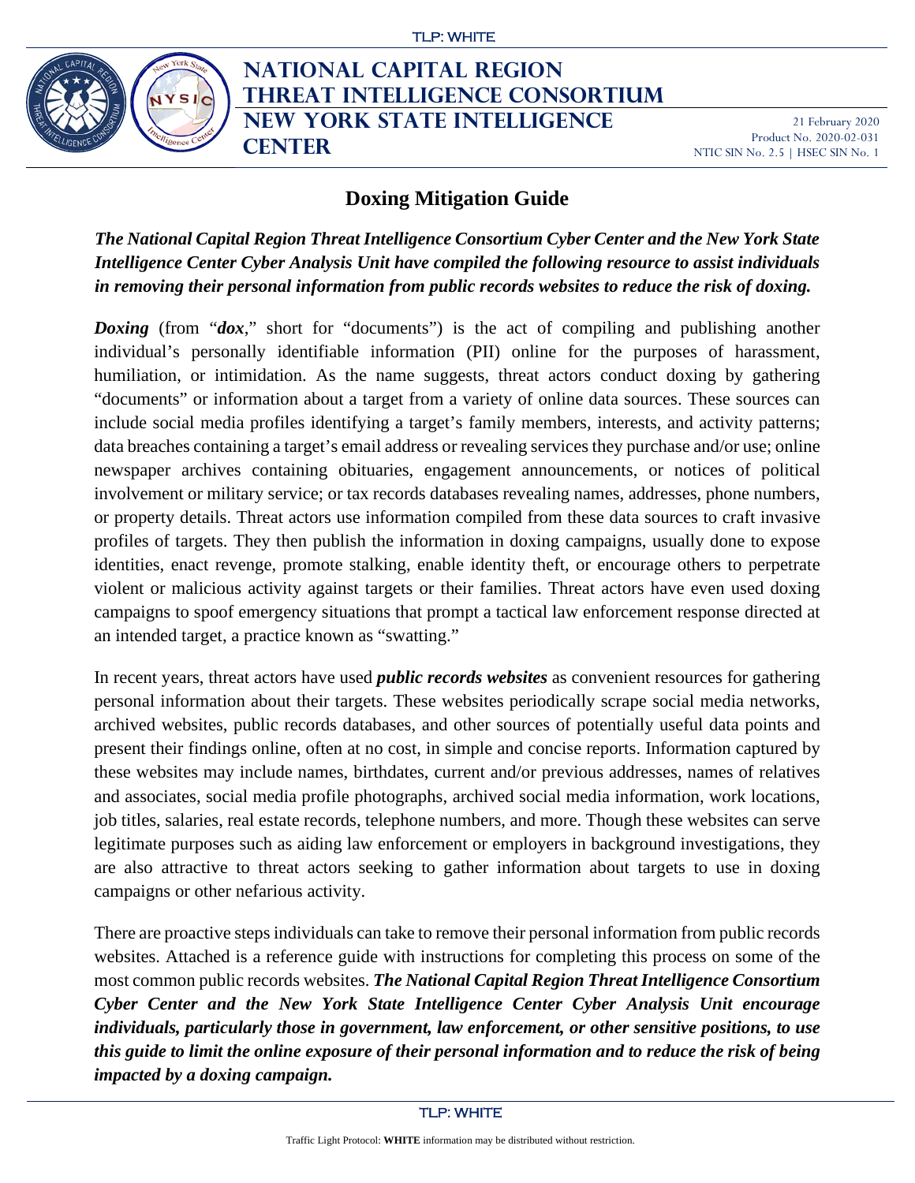TLP: WHITE

**NATIONAL CAPITAL REGION THREAT INTELLIGENCE CONSORTIUM**
**NEW YORK STATE INTELLIGENCE CENTER**

21 February 2020
Product No. 2020-02-031
NTIC SIN No. 2.5 | HSEC SIN No. 1

# Doxing Mitigation Guide

***The National Capital Region Threat Intelligence Consortium Cyber Center and the New York State Intelligence Center Cyber Analysis Unit have compiled the following resource to assist individuals in removing their personal information from public records websites to reduce the risk of doxing.***

***Doxing*** (from "***dox***," short for "documents") is the act of compiling and publishing another individual's personally identifiable information (PII) online for the purposes of harassment, humiliation, or intimidation. As the name suggests, threat actors conduct doxing by gathering "documents" or information about a target from a variety of online data sources. These sources can include social media profiles identifying a target's family members, interests, and activity patterns; data breaches containing a target's email address or revealing services they purchase and/or use; online newspaper archives containing obituaries, engagement announcements, or notices of political involvement or military service; or tax records databases revealing names, addresses, phone numbers, or property details. Threat actors use information compiled from these data sources to craft invasive profiles of targets. They then publish the information in doxing campaigns, usually done to expose identities, enact revenge, promote stalking, enable identity theft, or encourage others to perpetrate violent or malicious activity against targets or their families. Threat actors have even used doxing campaigns to spoof emergency situations that prompt a tactical law enforcement response directed at an intended target, a practice known as "swatting."

In recent years, threat actors have used ***public records websites*** as convenient resources for gathering personal information about their targets. These websites periodically scrape social media networks, archived websites, public records databases, and other sources of potentially useful data points and present their findings online, often at no cost, in simple and concise reports. Information captured by these websites may include names, birthdates, current and/or previous addresses, names of relatives and associates, social media profile photographs, archived social media information, work locations, job titles, salaries, real estate records, telephone numbers, and more. Though these websites can serve legitimate purposes such as aiding law enforcement or employers in background investigations, they are also attractive to threat actors seeking to gather information about targets to use in doxing campaigns or other nefarious activity.

There are proactive steps individuals can take to remove their personal information from public records websites. Attached is a reference guide with instructions for completing this process on some of the most common public records websites. ***The National Capital Region Threat Intelligence Consortium Cyber Center and the New York State Intelligence Center Cyber Analysis Unit encourage individuals, particularly those in government, law enforcement, or other sensitive positions, to use this guide to limit the online exposure of their personal information and to reduce the risk of being impacted by a doxing campaign.***

TLP: WHITE

Traffic Light Protocol: **WHITE** information may be distributed without restriction.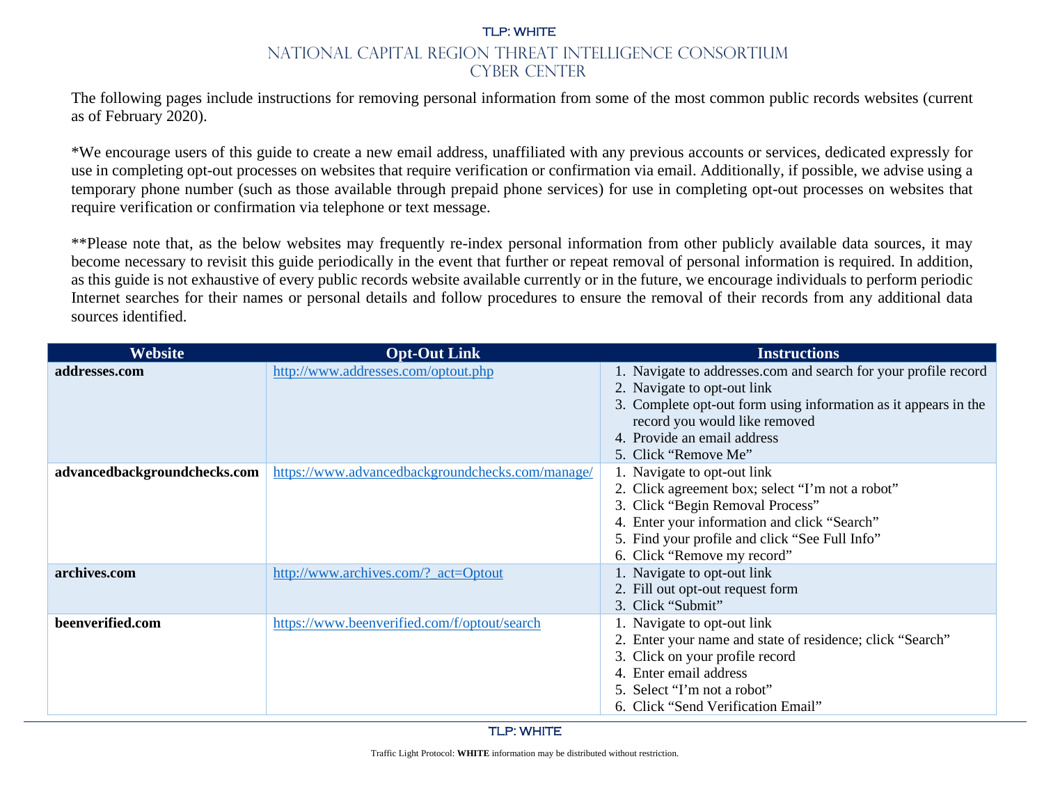The following pages include instructions for removing personal information from some of the most common public records websites (current as of February 2020).

*We encourage users of this guide to create a new email address, unaffiliated with any previous accounts or services, dedicated expressly for use in completing opt-out processes on websites that require verification or confirmation via email. Additionally, if possible, we advise using a temporary phone number (such as those available through prepaid phone services) for use in completing opt-out processes on websites that require verification or confirmation via telephone or text message.

**Please note that, as the below websites may frequently re-index personal information from other publicly available data sources, it may become necessary to revisit this guide periodically in the event that further or repeat removal of personal information is required. In addition, as this guide is not exhaustive of every public records website available currently or in the future, we encourage individuals to perform periodic Internet searches for their names or personal details and follow procedures to ensure the removal of their records from any additional data sources identified.

| Website | Opt-Out Link | Instructions |
|---|---|---|
| **addresses.com** | http://www.addresses.com/optout.php | 1. Navigate to addresses.com and search for your profile record<br>2. Navigate to opt-out link<br>3. Complete opt-out form using information as it appears in the record you would like removed<br>4. Provide an email address<br>5. Click "Remove Me" |
| **advancedbackgroundchecks.com** | https://www.advancedbackgroundchecks.com/manage/ | 1. Navigate to opt-out link<br>2. Click agreement box; select "I'm not a robot"<br>3. Click "Begin Removal Process"<br>4. Enter your information and click "Search"<br>5. Find your profile and click "See Full Info"<br>6. Click "Remove my record" |
| **archives.com** | http://www.archives.com/?_act=Optout | 1. Navigate to opt-out link<br>2. Fill out opt-out request form<br>3. Click "Submit" |
| **beenverified.com** | https://www.beenverified.com/f/optout/search | 1. Navigate to opt-out link<br>2. Enter your name and state of residence; click "Search"<br>3. Click on your profile record<br>4. Enter email address<br>5. Select "I'm not a robot"<br>6. Click "Send Verification Email" |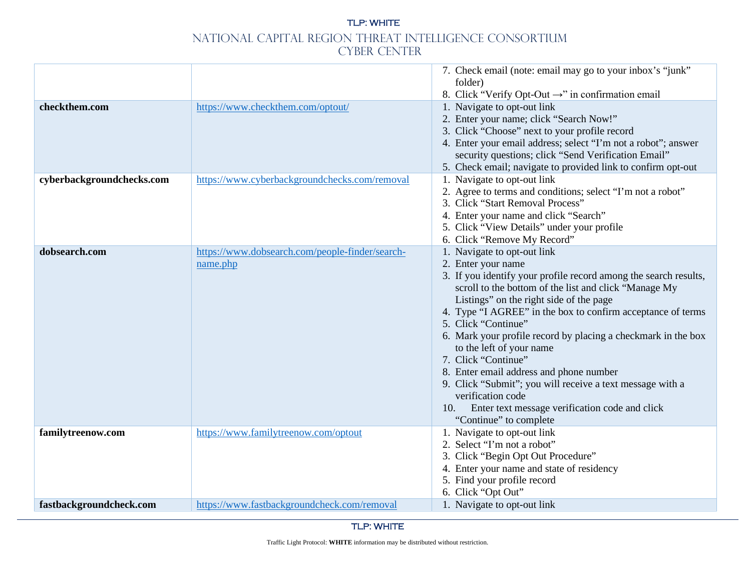| | | |
|---|---|---|
| | | 7. Check email (note: email may go to your inbox's "junk" folder)<br>8. Click "Verify Opt-Out →" in confirmation email |
| **checkthem.com** | https://www.checkthem.com/optout/ | 1. Navigate to opt-out link<br>2. Enter your name; click "Search Now!"<br>3. Click "Choose" next to your profile record<br>4. Enter your email address; select "I'm not a robot"; answer security questions; click "Send Verification Email"<br>5. Check email; navigate to provided link to confirm opt-out |
| **cyberbackgroundchecks.com** | https://www.cyberbackgroundchecks.com/removal | 1. Navigate to opt-out link<br>2. Agree to terms and conditions; select "I'm not a robot"<br>3. Click "Start Removal Process"<br>4. Enter your name and click "Search"<br>5. Click "View Details" under your profile<br>6. Click "Remove My Record" |
| **dobsearch.com** | https://www.dobsearch.com/people-finder/search-name.php | 1. Navigate to opt-out link<br>2. Enter your name<br>3. If you identify your profile record among the search results, scroll to the bottom of the list and click "Manage My Listings" on the right side of the page<br>4. Type "I AGREE" in the box to confirm acceptance of terms<br>5. Click "Continue"<br>6. Mark your profile record by placing a checkmark in the box to the left of your name<br>7. Click "Continue"<br>8. Enter email address and phone number<br>9. Click "Submit"; you will receive a text message with a verification code<br>10. Enter text message verification code and click "Continue" to complete |
| **familytreenow.com** | https://www.familytreenow.com/optout | 1. Navigate to opt-out link<br>2. Select "I'm not a robot"<br>3. Click "Begin Opt Out Procedure"<br>4. Enter your name and state of residency<br>5. Find your profile record<br>6. Click "Opt Out" |
| **fastbackgroundcheck.com** | https://www.fastbackgroundcheck.com/removal | 1. Navigate to opt-out link |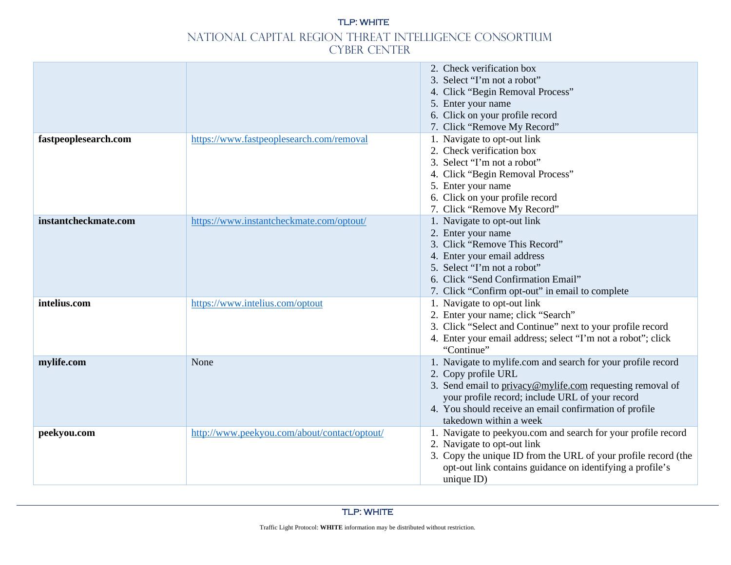| | | |
|---|---|---|
| | | 2. Check verification box<br>3. Select "I'm not a robot"<br>4. Click "Begin Removal Process"<br>5. Enter your name<br>6. Click on your profile record<br>7. Click "Remove My Record" |
| **fastpeoplesearch.com** | https://www.fastpeoplesearch.com/removal | 1. Navigate to opt-out link<br>2. Check verification box<br>3. Select "I'm not a robot"<br>4. Click "Begin Removal Process"<br>5. Enter your name<br>6. Click on your profile record<br>7. Click "Remove My Record" |
| **instantcheckmate.com** | https://www.instantcheckmate.com/optout/ | 1. Navigate to opt-out link<br>2. Enter your name<br>3. Click "Remove This Record"<br>4. Enter your email address<br>5. Select "I'm not a robot"<br>6. Click "Send Confirmation Email"<br>7. Click "Confirm opt-out" in email to complete |
| **intelius.com** | https://www.intelius.com/optout | 1. Navigate to opt-out link<br>2. Enter your name; click "Search"<br>3. Click "Select and Continue" next to your profile record<br>4. Enter your email address; select "I'm not a robot"; click "Continue" |
| **mylife.com** | None | 1. Navigate to mylife.com and search for your profile record<br>2. Copy profile URL<br>3. Send email to privacy@mylife.com requesting removal of your profile record; include URL of your record<br>4. You should receive an email confirmation of profile takedown within a week |
| **peekyou.com** | http://www.peekyou.com/about/contact/optout/ | 1. Navigate to peekyou.com and search for your profile record<br>2. Navigate to opt-out link<br>3. Copy the unique ID from the URL of your profile record (the opt-out link contains guidance on identifying a profile's unique ID) |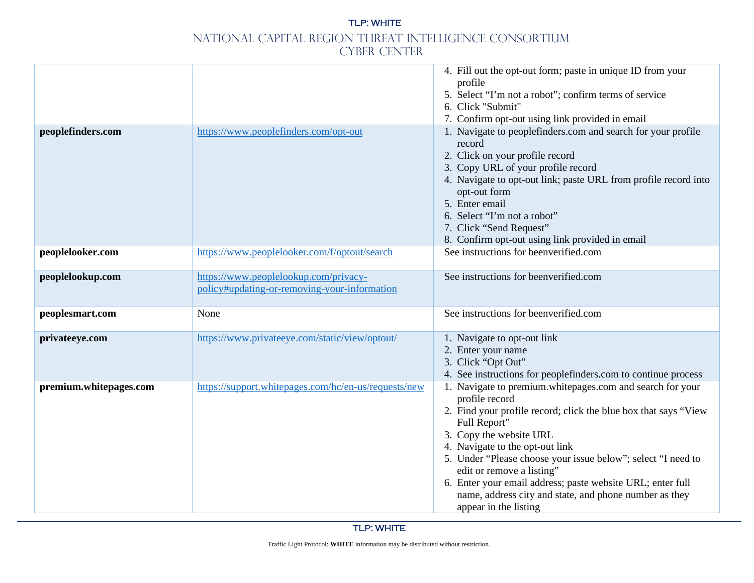| | | |
|---|---|---|
| | | 4. Fill out the opt-out form; paste in unique ID from your profile<br>5. Select "I'm not a robot"; confirm terms of service<br>6. Click "Submit"<br>7. Confirm opt-out using link provided in email |
| **peoplefinders.com** | https://www.peoplefinders.com/opt-out | 1. Navigate to peoplefinders.com and search for your profile record<br>2. Click on your profile record<br>3. Copy URL of your profile record<br>4. Navigate to opt-out link; paste URL from profile record into opt-out form<br>5. Enter email<br>6. Select "I'm not a robot"<br>7. Click "Send Request"<br>8. Confirm opt-out using link provided in email |
| **peoplelooker.com** | https://www.peoplelooker.com/f/optout/search | See instructions for beenverified.com |
| **peoplelookup.com** | https://www.peoplelookup.com/privacy-policy#updating-or-removing-your-information | See instructions for beenverified.com |
| **peoplesmart.com** | None | See instructions for beenverified.com |
| **privateeye.com** | https://www.privateeye.com/static/view/optout/ | 1. Navigate to opt-out link<br>2. Enter your name<br>3. Click "Opt Out"<br>4. See instructions for peoplefinders.com to continue process |
| **premium.whitepages.com** | https://support.whitepages.com/hc/en-us/requests/new | 1. Navigate to premium.whitepages.com and search for your profile record<br>2. Find your profile record; click the blue box that says "View Full Report"<br>3. Copy the website URL<br>4. Navigate to the opt-out link<br>5. Under "Please choose your issue below"; select "I need to edit or remove a listing"<br>6. Enter your email address; paste website URL; enter full name, address city and state, and phone number as they appear in the listing |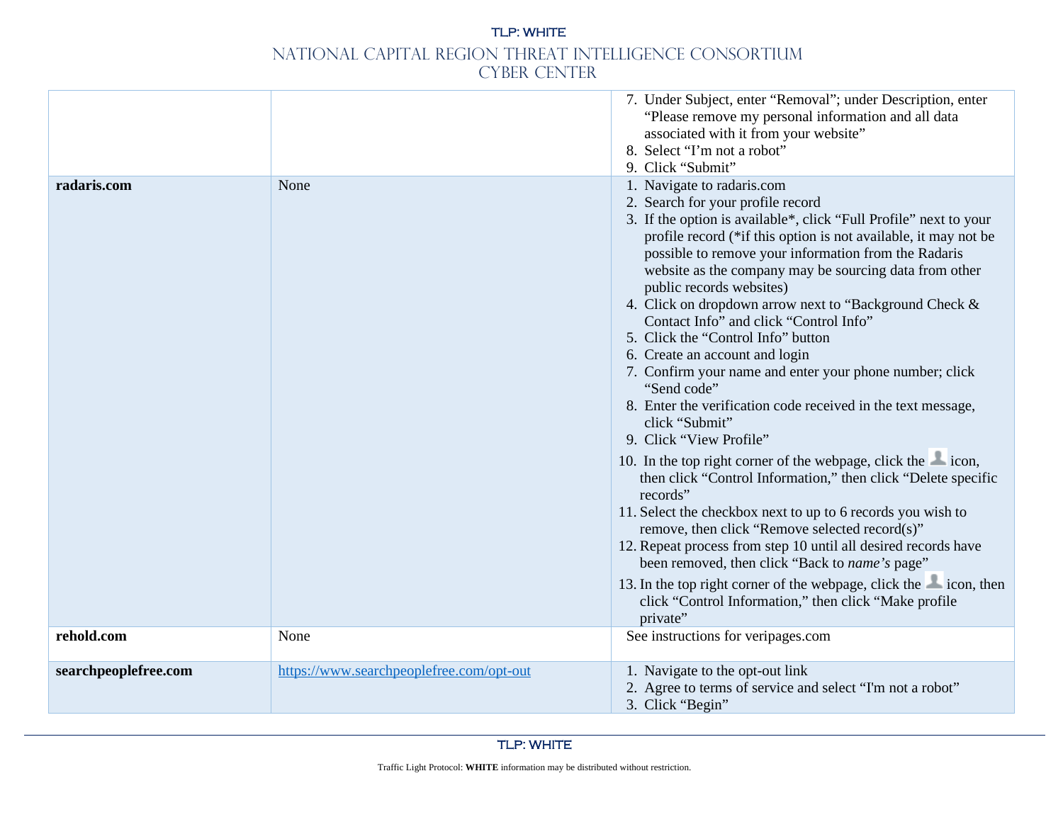| | | |
|---|---|---|
| | | 7. Under Subject, enter "Removal"; under Description, enter "Please remove my personal information and all data associated with it from your website"<br>8. Select "I'm not a robot"<br>9. Click "Submit" |
| **radaris.com** | None | 1. Navigate to radaris.com<br>2. Search for your profile record<br>3. If the option is available*, click "Full Profile" next to your profile record (*if this option is not available, it may not be possible to remove your information from the Radaris website as the company may be sourcing data from other public records websites)<br>4. Click on dropdown arrow next to "Background Check & Contact Info" and click "Control Info"<br>5. Click the "Control Info" button<br>6. Create an account and login<br>7. Confirm your name and enter your phone number; click "Send code"<br>8. Enter the verification code received in the text message, click "Submit"<br>9. Click "View Profile"<br>10. In the top right corner of the webpage, click the icon, then click "Control Information," then click "Delete specific records"<br>11. Select the checkbox next to up to 6 records you wish to remove, then click "Remove selected record(s)"<br>12. Repeat process from step 10 until all desired records have been removed, then click "Back to *name's* page"<br>13. In the top right corner of the webpage, click the icon, then click "Control Information," then click "Make profile private" |
| **rehold.com** | None | See instructions for veripages.com |
| **searchpeoplefree.com** | https://www.searchpeoplefree.com/opt-out | 1. Navigate to the opt-out link<br>2. Agree to terms of service and select "I'm not a robot"<br>3. Click "Begin" |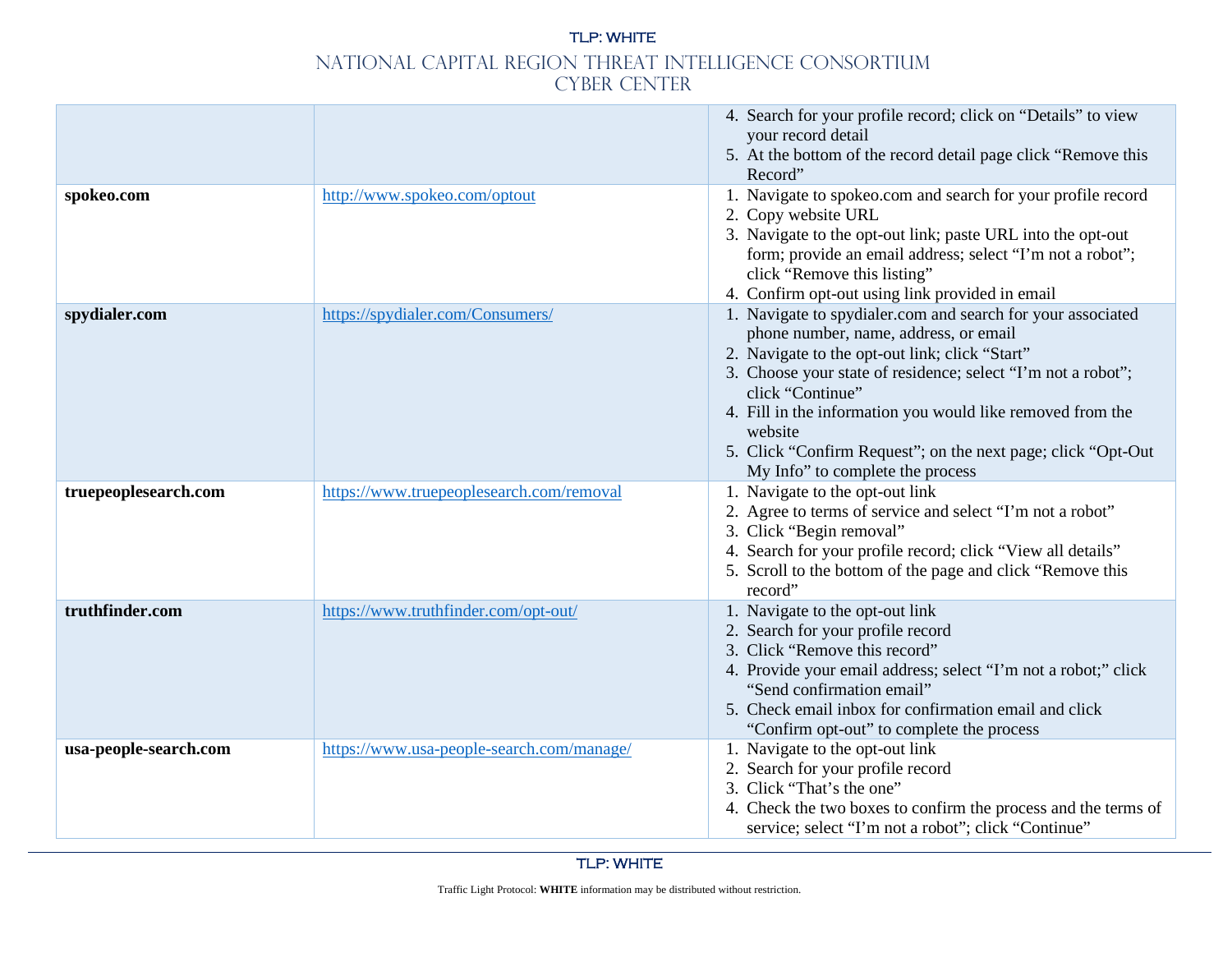| | | |
|---|---|---|
| | | 4. Search for your profile record; click on "Details" to view your record detail<br>5. At the bottom of the record detail page click "Remove this Record" |
| **spokeo.com** | http://www.spokeo.com/optout | 1. Navigate to spokeo.com and search for your profile record<br>2. Copy website URL<br>3. Navigate to the opt-out link; paste URL into the opt-out form; provide an email address; select "I'm not a robot"; click "Remove this listing"<br>4. Confirm opt-out using link provided in email |
| **spydialer.com** | https://spydialer.com/Consumers/ | 1. Navigate to spydialer.com and search for your associated phone number, name, address, or email<br>2. Navigate to the opt-out link; click "Start"<br>3. Choose your state of residence; select "I'm not a robot"; click "Continue"<br>4. Fill in the information you would like removed from the website<br>5. Click "Confirm Request"; on the next page; click "Opt-Out My Info" to complete the process |
| **truepeoplesearch.com** | https://www.truepeoplesearch.com/removal | 1. Navigate to the opt-out link<br>2. Agree to terms of service and select "I'm not a robot"<br>3. Click "Begin removal"<br>4. Search for your profile record; click "View all details"<br>5. Scroll to the bottom of the page and click "Remove this record" |
| **truthfinder.com** | https://www.truthfinder.com/opt-out/ | 1. Navigate to the opt-out link<br>2. Search for your profile record<br>3. Click "Remove this record"<br>4. Provide your email address; select "I'm not a robot;" click "Send confirmation email"<br>5. Check email inbox for confirmation email and click "Confirm opt-out" to complete the process |
| **usa-people-search.com** | https://www.usa-people-search.com/manage/ | 1. Navigate to the opt-out link<br>2. Search for your profile record<br>3. Click "That's the one"<br>4. Check the two boxes to confirm the process and the terms of service; select "I'm not a robot"; click "Continue" |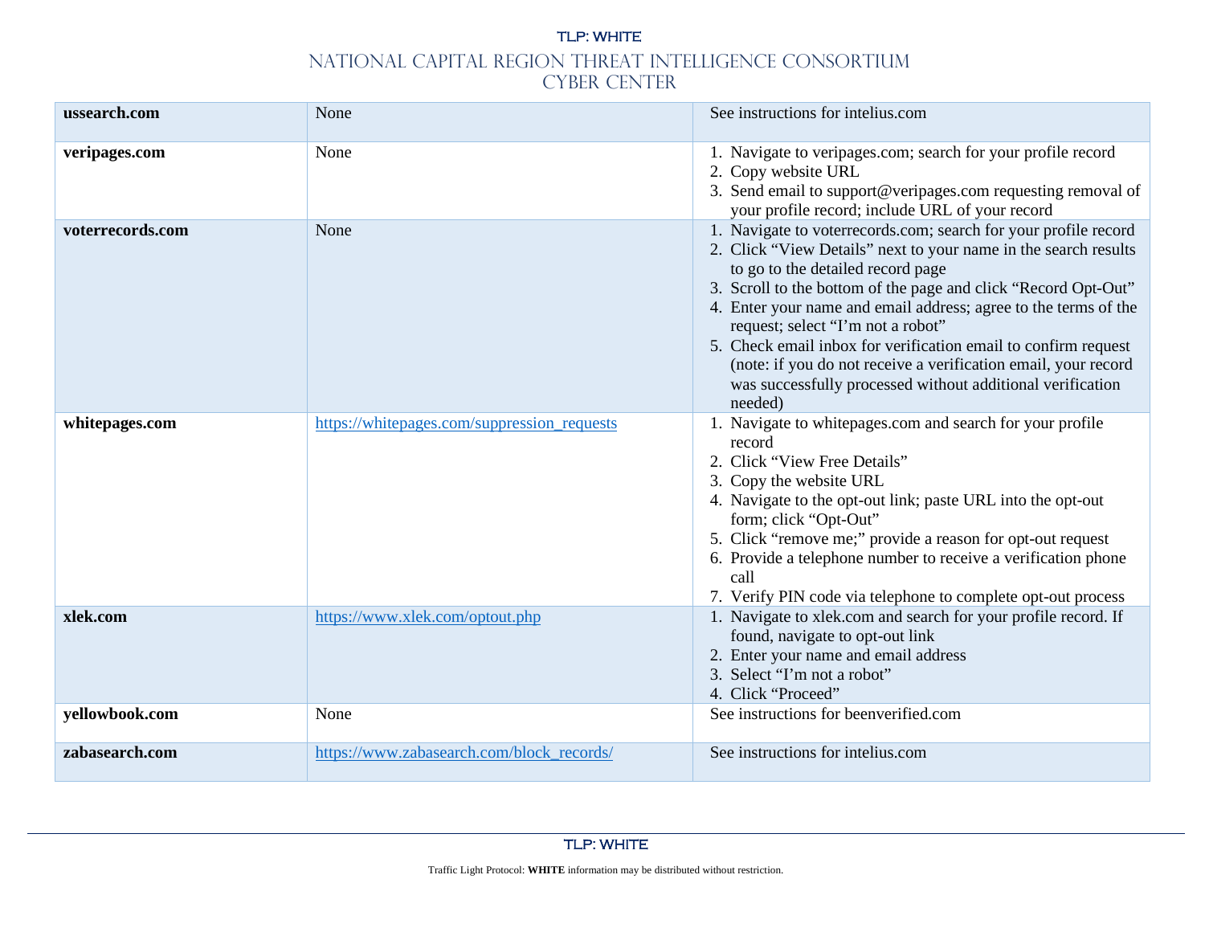| | | |
|---|---|---|
| **ussearch.com** | None | See instructions for intelius.com |
| **veripages.com** | None | 1. Navigate to veripages.com; search for your profile record<br>2. Copy website URL<br>3. Send email to support@veripages.com requesting removal of your profile record; include URL of your record |
| **voterrecords.com** | None | 1. Navigate to voterrecords.com; search for your profile record<br>2. Click "View Details" next to your name in the search results to go to the detailed record page<br>3. Scroll to the bottom of the page and click "Record Opt-Out"<br>4. Enter your name and email address; agree to the terms of the request; select "I'm not a robot"<br>5. Check email inbox for verification email to confirm request (note: if you do not receive a verification email, your record was successfully processed without additional verification needed) |
| **whitepages.com** | https://whitepages.com/suppression_requests | 1. Navigate to whitepages.com and search for your profile record<br>2. Click "View Free Details"<br>3. Copy the website URL<br>4. Navigate to the opt-out link; paste URL into the opt-out form; click "Opt-Out"<br>5. Click "remove me;" provide a reason for opt-out request<br>6. Provide a telephone number to receive a verification phone call<br>7. Verify PIN code via telephone to complete opt-out process |
| **xlek.com** | https://www.xlek.com/optout.php | 1. Navigate to xlek.com and search for your profile record. If found, navigate to opt-out link<br>2. Enter your name and email address<br>3. Select "I'm not a robot"<br>4. Click "Proceed" |
| **yellowbook.com** | None | See instructions for beenverified.com |
| **zabasearch.com** | https://www.zabasearch.com/block_records/ | See instructions for intelius.com |

TLP: WHITE

Traffic Light Protocol: **WHITE** information may be distributed without restriction.